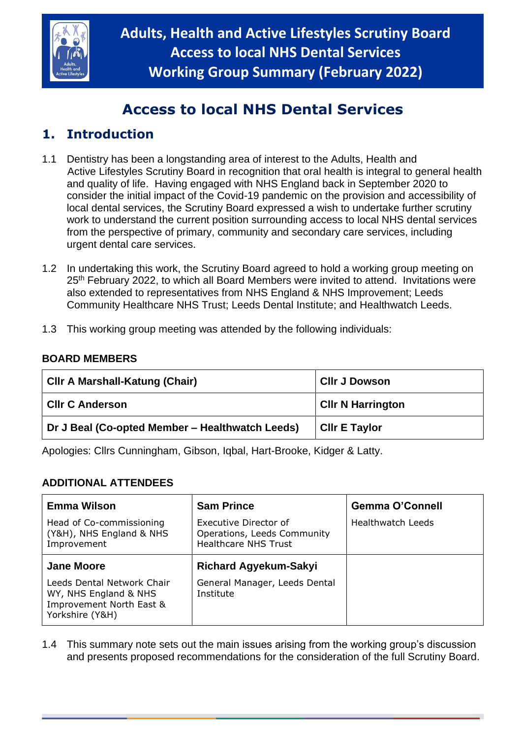# Adults, Health and Active Lifestyles Scrutiny Board
# Access to local NHS Dental Services
# Working Group Summary (February 2022)

## Access to local NHS Dental Services

## 1. Introduction

1.1 Dentistry has been a longstanding area of interest to the Adults, Health and Active Lifestyles Scrutiny Board in recognition that oral health is integral to general health and quality of life. Having engaged with NHS England back in September 2020 to consider the initial impact of the Covid-19 pandemic on the provision and accessibility of local dental services, the Scrutiny Board expressed a wish to undertake further scrutiny work to understand the current position surrounding access to local NHS dental services from the perspective of primary, community and secondary care services, including urgent dental care services.

1.2 In undertaking this work, the Scrutiny Board agreed to hold a working group meeting on 25th February 2022, to which all Board Members were invited to attend. Invitations were also extended to representatives from NHS England & NHS Improvement; Leeds Community Healthcare NHS Trust; Leeds Dental Institute; and Healthwatch Leeds.

1.3 This working group meeting was attended by the following individuals:

**BOARD MEMBERS**

| | |
|---|---|
| **Cllr A Marshall-Katung (Chair)** | **Cllr J Dowson** |
| **Cllr C Anderson** | **Cllr N Harrington** |
| **Dr J Beal (Co-opted Member – Healthwatch Leeds)** | **Cllr E Taylor** |

Apologies: Cllrs Cunningham, Gibson, Iqbal, Hart-Brooke, Kidger & Latty.

**ADDITIONAL ATTENDEES**

| | | |
|---|---|---|
| **Emma Wilson**<br>Head of Co-commissioning (Y&H), NHS England & NHS Improvement | **Sam Prince**<br>Executive Director of Operations, Leeds Community Healthcare NHS Trust | **Gemma O'Connell**<br>Healthwatch Leeds |
| **Jane Moore**<br>Leeds Dental Network Chair WY, NHS England & NHS Improvement North East & Yorkshire (Y&H) | **Richard Agyekum-Sakyi**<br>General Manager, Leeds Dental Institute | |

1.4 This summary note sets out the main issues arising from the working group's discussion and presents proposed recommendations for the consideration of the full Scrutiny Board.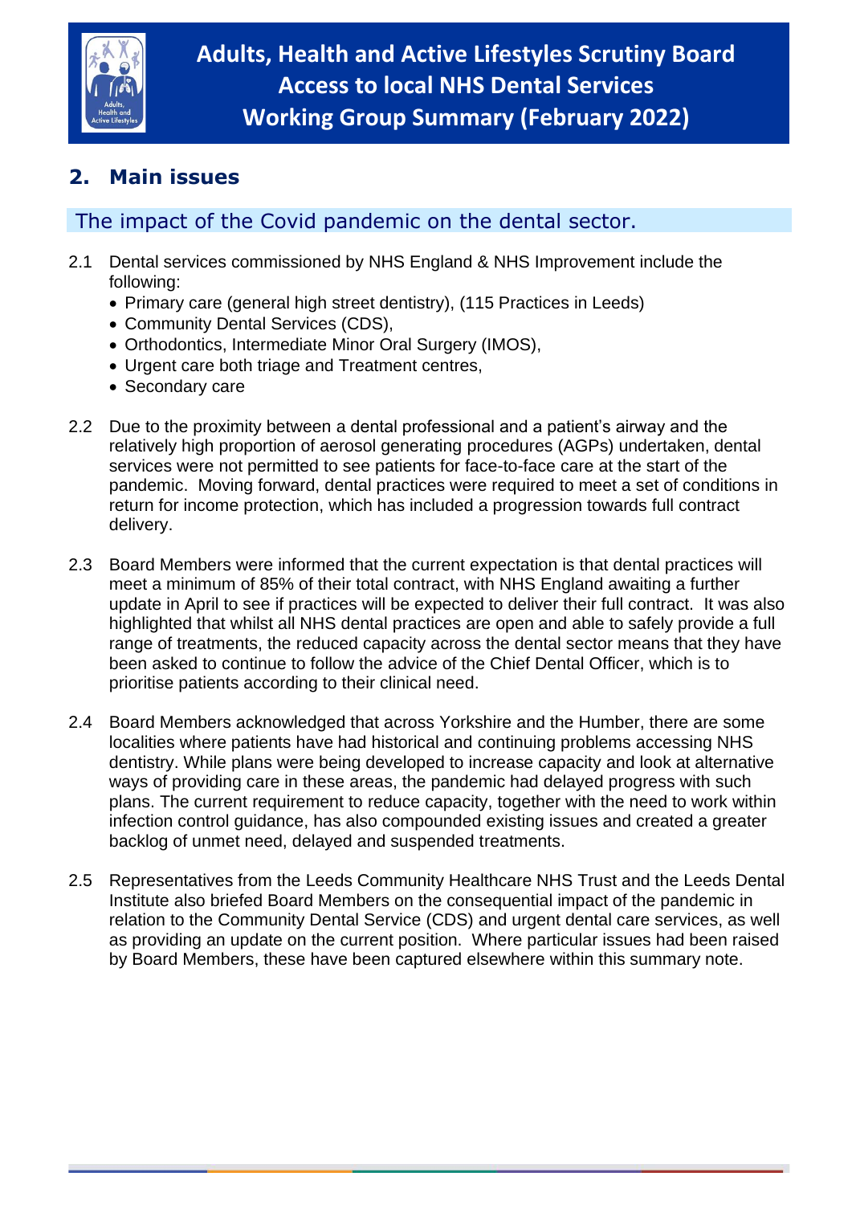# Adults, Health and Active Lifestyles Scrutiny Board
# Access to local NHS Dental Services
# Working Group Summary (February 2022)

## 2. Main issues

### The impact of the Covid pandemic on the dental sector.

2.1 Dental services commissioned by NHS England & NHS Improvement include the following:

- Primary care (general high street dentistry), (115 Practices in Leeds)
- Community Dental Services (CDS),
- Orthodontics, Intermediate Minor Oral Surgery (IMOS),
- Urgent care both triage and Treatment centres,
- Secondary care

2.2 Due to the proximity between a dental professional and a patient's airway and the relatively high proportion of aerosol generating procedures (AGPs) undertaken, dental services were not permitted to see patients for face-to-face care at the start of the pandemic. Moving forward, dental practices were required to meet a set of conditions in return for income protection, which has included a progression towards full contract delivery.

2.3 Board Members were informed that the current expectation is that dental practices will meet a minimum of 85% of their total contract, with NHS England awaiting a further update in April to see if practices will be expected to deliver their full contract. It was also highlighted that whilst all NHS dental practices are open and able to safely provide a full range of treatments, the reduced capacity across the dental sector means that they have been asked to continue to follow the advice of the Chief Dental Officer, which is to prioritise patients according to their clinical need.

2.4 Board Members acknowledged that across Yorkshire and the Humber, there are some localities where patients have had historical and continuing problems accessing NHS dentistry. While plans were being developed to increase capacity and look at alternative ways of providing care in these areas, the pandemic had delayed progress with such plans. The current requirement to reduce capacity, together with the need to work within infection control guidance, has also compounded existing issues and created a greater backlog of unmet need, delayed and suspended treatments.

2.5 Representatives from the Leeds Community Healthcare NHS Trust and the Leeds Dental Institute also briefed Board Members on the consequential impact of the pandemic in relation to the Community Dental Service (CDS) and urgent dental care services, as well as providing an update on the current position. Where particular issues had been raised by Board Members, these have been captured elsewhere within this summary note.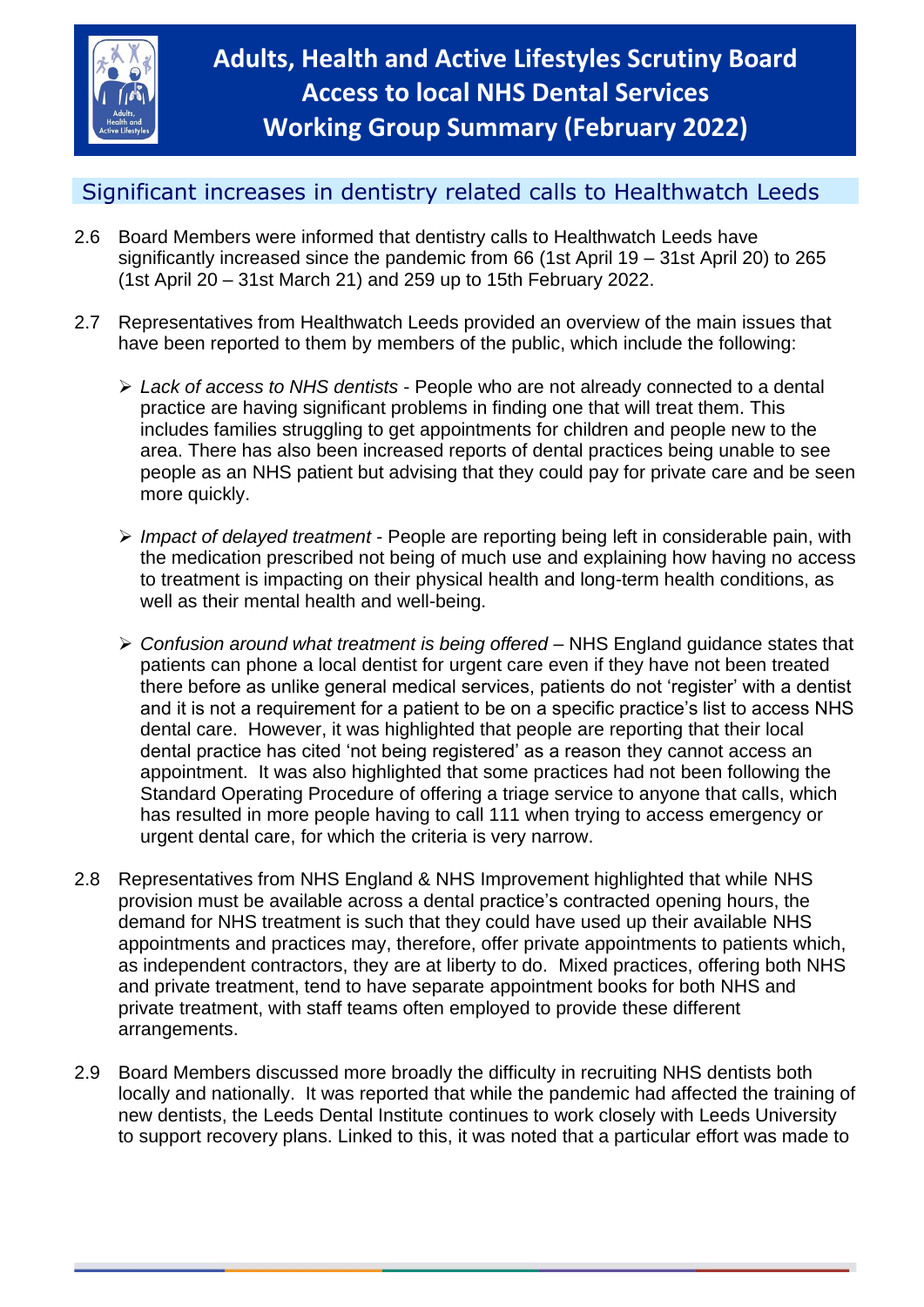# Adults, Health and Active Lifestyles Scrutiny Board Access to local NHS Dental Services Working Group Summary (February 2022)

## Significant increases in dentistry related calls to Healthwatch Leeds

2.6 Board Members were informed that dentistry calls to Healthwatch Leeds have significantly increased since the pandemic from 66 (1st April 19 – 31st April 20) to 265 (1st April 20 – 31st March 21) and 259 up to 15th February 2022.

2.7 Representatives from Healthwatch Leeds provided an overview of the main issues that have been reported to them by members of the public, which include the following:

- *Lack of access to NHS dentists* - People who are not already connected to a dental practice are having significant problems in finding one that will treat them. This includes families struggling to get appointments for children and people new to the area. There has also been increased reports of dental practices being unable to see people as an NHS patient but advising that they could pay for private care and be seen more quickly.
- *Impact of delayed treatment* - People are reporting being left in considerable pain, with the medication prescribed not being of much use and explaining how having no access to treatment is impacting on their physical health and long-term health conditions, as well as their mental health and well-being.
- *Confusion around what treatment is being offered* – NHS England guidance states that patients can phone a local dentist for urgent care even if they have not been treated there before as unlike general medical services, patients do not 'register' with a dentist and it is not a requirement for a patient to be on a specific practice's list to access NHS dental care. However, it was highlighted that people are reporting that their local dental practice has cited 'not being registered' as a reason they cannot access an appointment. It was also highlighted that some practices had not been following the Standard Operating Procedure of offering a triage service to anyone that calls, which has resulted in more people having to call 111 when trying to access emergency or urgent dental care, for which the criteria is very narrow.

2.8 Representatives from NHS England & NHS Improvement highlighted that while NHS provision must be available across a dental practice's contracted opening hours, the demand for NHS treatment is such that they could have used up their available NHS appointments and practices may, therefore, offer private appointments to patients which, as independent contractors, they are at liberty to do. Mixed practices, offering both NHS and private treatment, tend to have separate appointment books for both NHS and private treatment, with staff teams often employed to provide these different arrangements.

2.9 Board Members discussed more broadly the difficulty in recruiting NHS dentists both locally and nationally. It was reported that while the pandemic had affected the training of new dentists, the Leeds Dental Institute continues to work closely with Leeds University to support recovery plans. Linked to this, it was noted that a particular effort was made to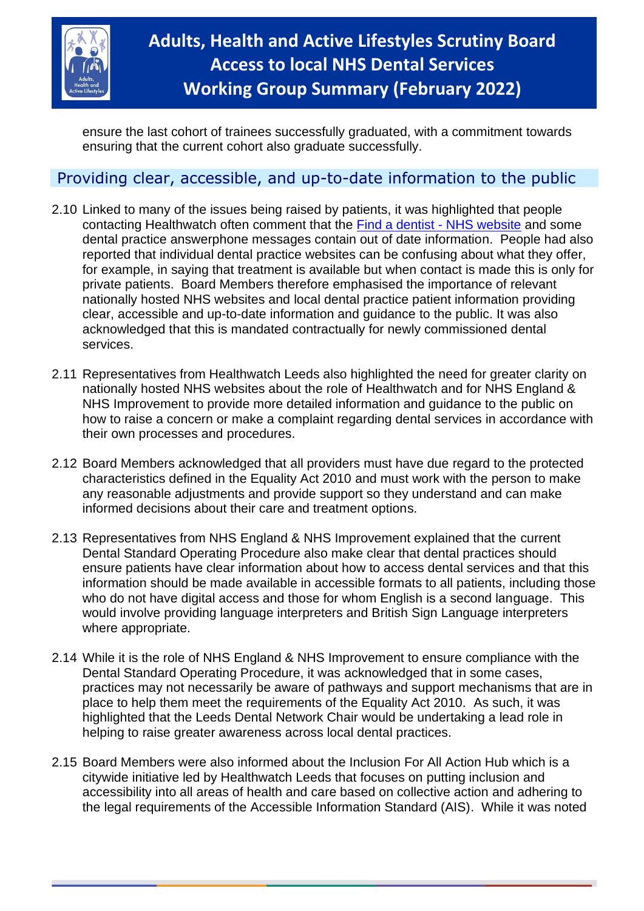ensure the last cohort of trainees successfully graduated, with a commitment towards ensuring that the current cohort also graduate successfully.

## Providing clear, accessible, and up-to-date information to the public

2.10 Linked to many of the issues being raised by patients, it was highlighted that people contacting Healthwatch often comment that the Find a dentist - NHS website and some dental practice answerphone messages contain out of date information. People had also reported that individual dental practice websites can be confusing about what they offer, for example, in saying that treatment is available but when contact is made this is only for private patients. Board Members therefore emphasised the importance of relevant nationally hosted NHS websites and local dental practice patient information providing clear, accessible and up-to-date information and guidance to the public. It was also acknowledged that this is mandated contractually for newly commissioned dental services.

2.11 Representatives from Healthwatch Leeds also highlighted the need for greater clarity on nationally hosted NHS websites about the role of Healthwatch and for NHS England & NHS Improvement to provide more detailed information and guidance to the public on how to raise a concern or make a complaint regarding dental services in accordance with their own processes and procedures.

2.12 Board Members acknowledged that all providers must have due regard to the protected characteristics defined in the Equality Act 2010 and must work with the person to make any reasonable adjustments and provide support so they understand and can make informed decisions about their care and treatment options.

2.13 Representatives from NHS England & NHS Improvement explained that the current Dental Standard Operating Procedure also make clear that dental practices should ensure patients have clear information about how to access dental services and that this information should be made available in accessible formats to all patients, including those who do not have digital access and those for whom English is a second language. This would involve providing language interpreters and British Sign Language interpreters where appropriate.

2.14 While it is the role of NHS England & NHS Improvement to ensure compliance with the Dental Standard Operating Procedure, it was acknowledged that in some cases, practices may not necessarily be aware of pathways and support mechanisms that are in place to help them meet the requirements of the Equality Act 2010. As such, it was highlighted that the Leeds Dental Network Chair would be undertaking a lead role in helping to raise greater awareness across local dental practices.

2.15 Board Members were also informed about the Inclusion For All Action Hub which is a citywide initiative led by Healthwatch Leeds that focuses on putting inclusion and accessibility into all areas of health and care based on collective action and adhering to the legal requirements of the Accessible Information Standard (AIS). While it was noted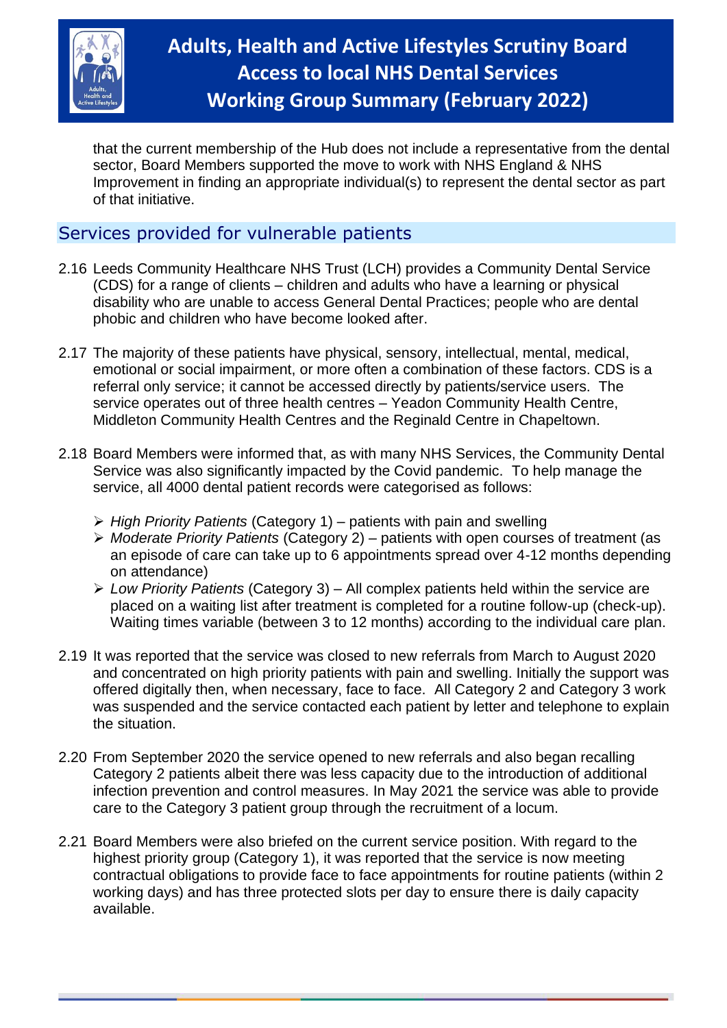that the current membership of the Hub does not include a representative from the dental sector, Board Members supported the move to work with NHS England & NHS Improvement in finding an appropriate individual(s) to represent the dental sector as part of that initiative.

## Services provided for vulnerable patients

2.16 Leeds Community Healthcare NHS Trust (LCH) provides a Community Dental Service (CDS) for a range of clients – children and adults who have a learning or physical disability who are unable to access General Dental Practices; people who are dental phobic and children who have become looked after.

2.17 The majority of these patients have physical, sensory, intellectual, mental, medical, emotional or social impairment, or more often a combination of these factors. CDS is a referral only service; it cannot be accessed directly by patients/service users. The service operates out of three health centres – Yeadon Community Health Centre, Middleton Community Health Centres and the Reginald Centre in Chapeltown.

2.18 Board Members were informed that, as with many NHS Services, the Community Dental Service was also significantly impacted by the Covid pandemic. To help manage the service, all 4000 dental patient records were categorised as follows:

- *High Priority Patients* (Category 1) – patients with pain and swelling
- *Moderate Priority Patients* (Category 2) – patients with open courses of treatment (as an episode of care can take up to 6 appointments spread over 4-12 months depending on attendance)
- *Low Priority Patients* (Category 3) – All complex patients held within the service are placed on a waiting list after treatment is completed for a routine follow-up (check-up). Waiting times variable (between 3 to 12 months) according to the individual care plan.

2.19 It was reported that the service was closed to new referrals from March to August 2020 and concentrated on high priority patients with pain and swelling. Initially the support was offered digitally then, when necessary, face to face. All Category 2 and Category 3 work was suspended and the service contacted each patient by letter and telephone to explain the situation.

2.20 From September 2020 the service opened to new referrals and also began recalling Category 2 patients albeit there was less capacity due to the introduction of additional infection prevention and control measures. In May 2021 the service was able to provide care to the Category 3 patient group through the recruitment of a locum.

2.21 Board Members were also briefed on the current service position. With regard to the highest priority group (Category 1), it was reported that the service is now meeting contractual obligations to provide face to face appointments for routine patients (within 2 working days) and has three protected slots per day to ensure there is daily capacity available.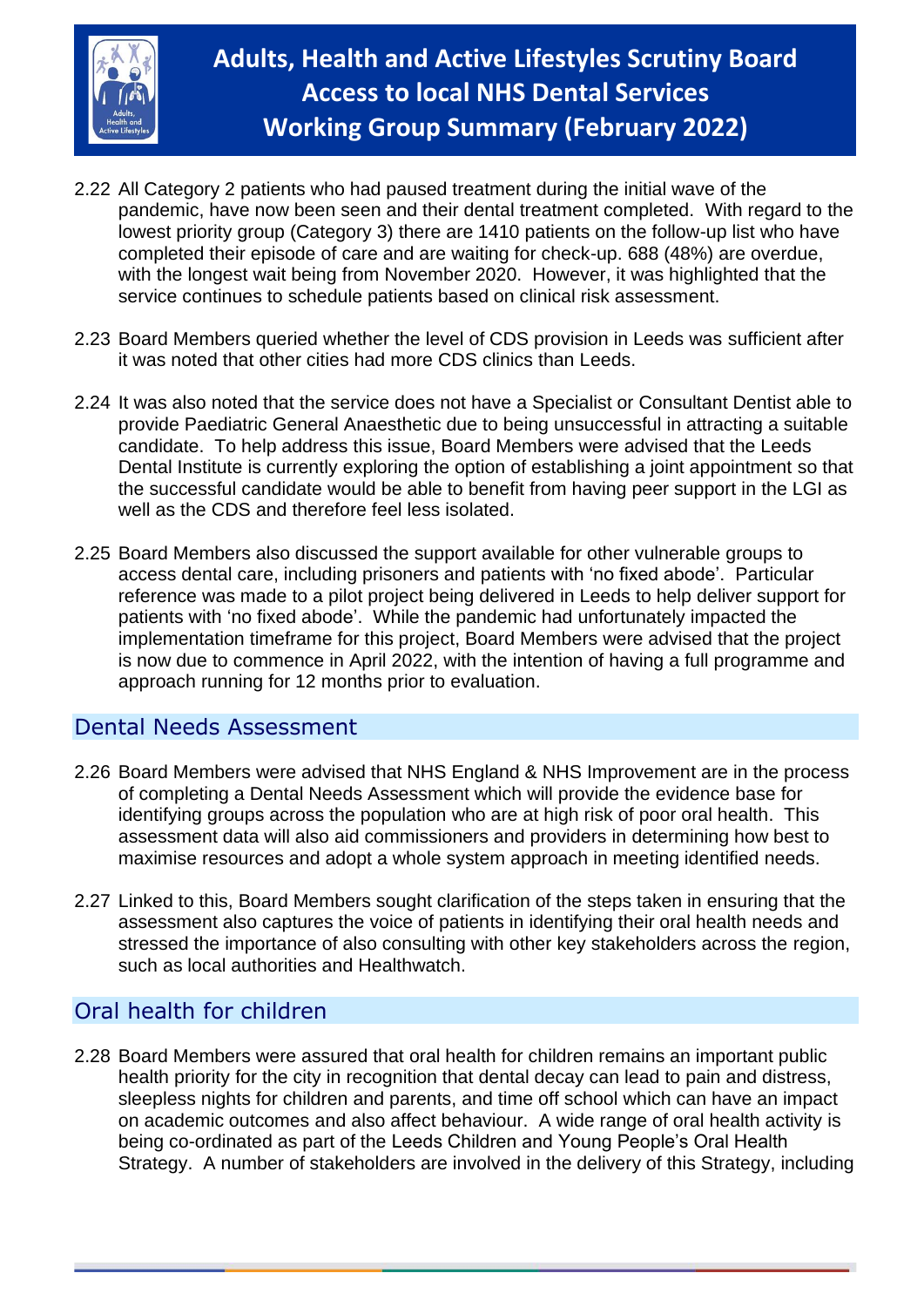2.22 All Category 2 patients who had paused treatment during the initial wave of the pandemic, have now been seen and their dental treatment completed. With regard to the lowest priority group (Category 3) there are 1410 patients on the follow-up list who have completed their episode of care and are waiting for check-up. 688 (48%) are overdue, with the longest wait being from November 2020. However, it was highlighted that the service continues to schedule patients based on clinical risk assessment.

2.23 Board Members queried whether the level of CDS provision in Leeds was sufficient after it was noted that other cities had more CDS clinics than Leeds.

2.24 It was also noted that the service does not have a Specialist or Consultant Dentist able to provide Paediatric General Anaesthetic due to being unsuccessful in attracting a suitable candidate. To help address this issue, Board Members were advised that the Leeds Dental Institute is currently exploring the option of establishing a joint appointment so that the successful candidate would be able to benefit from having peer support in the LGI as well as the CDS and therefore feel less isolated.

2.25 Board Members also discussed the support available for other vulnerable groups to access dental care, including prisoners and patients with 'no fixed abode'. Particular reference was made to a pilot project being delivered in Leeds to help deliver support for patients with 'no fixed abode'. While the pandemic had unfortunately impacted the implementation timeframe for this project, Board Members were advised that the project is now due to commence in April 2022, with the intention of having a full programme and approach running for 12 months prior to evaluation.

## Dental Needs Assessment

2.26 Board Members were advised that NHS England & NHS Improvement are in the process of completing a Dental Needs Assessment which will provide the evidence base for identifying groups across the population who are at high risk of poor oral health. This assessment data will also aid commissioners and providers in determining how best to maximise resources and adopt a whole system approach in meeting identified needs.

2.27 Linked to this, Board Members sought clarification of the steps taken in ensuring that the assessment also captures the voice of patients in identifying their oral health needs and stressed the importance of also consulting with other key stakeholders across the region, such as local authorities and Healthwatch.

## Oral health for children

2.28 Board Members were assured that oral health for children remains an important public health priority for the city in recognition that dental decay can lead to pain and distress, sleepless nights for children and parents, and time off school which can have an impact on academic outcomes and also affect behaviour. A wide range of oral health activity is being co-ordinated as part of the Leeds Children and Young People's Oral Health Strategy. A number of stakeholders are involved in the delivery of this Strategy, including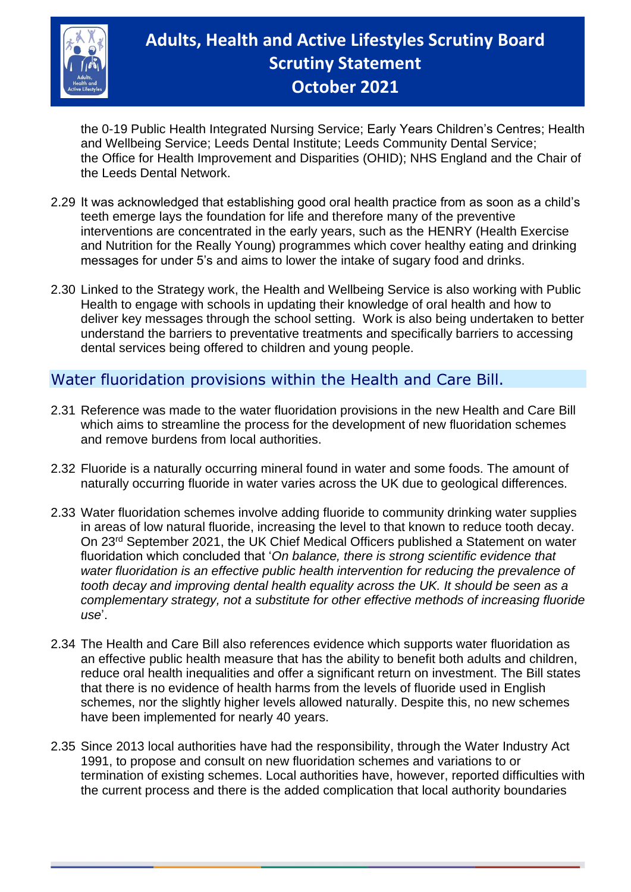the 0-19 Public Health Integrated Nursing Service; Early Years Children's Centres; Health and Wellbeing Service; Leeds Dental Institute; Leeds Community Dental Service; the Office for Health Improvement and Disparities (OHID); NHS England and the Chair of the Leeds Dental Network.

2.29 It was acknowledged that establishing good oral health practice from as soon as a child's teeth emerge lays the foundation for life and therefore many of the preventive interventions are concentrated in the early years, such as the HENRY (Health Exercise and Nutrition for the Really Young) programmes which cover healthy eating and drinking messages for under 5's and aims to lower the intake of sugary food and drinks.

2.30 Linked to the Strategy work, the Health and Wellbeing Service is also working with Public Health to engage with schools in updating their knowledge of oral health and how to deliver key messages through the school setting. Work is also being undertaken to better understand the barriers to preventative treatments and specifically barriers to accessing dental services being offered to children and young people.

## Water fluoridation provisions within the Health and Care Bill.

2.31 Reference was made to the water fluoridation provisions in the new Health and Care Bill which aims to streamline the process for the development of new fluoridation schemes and remove burdens from local authorities.

2.32 Fluoride is a naturally occurring mineral found in water and some foods. The amount of naturally occurring fluoride in water varies across the UK due to geological differences.

2.33 Water fluoridation schemes involve adding fluoride to community drinking water supplies in areas of low natural fluoride, increasing the level to that known to reduce tooth decay. On 23rd September 2021, the UK Chief Medical Officers published a Statement on water fluoridation which concluded that '*On balance, there is strong scientific evidence that water fluoridation is an effective public health intervention for reducing the prevalence of tooth decay and improving dental health equality across the UK. It should be seen as a complementary strategy, not a substitute for other effective methods of increasing fluoride use*'.

2.34 The Health and Care Bill also references evidence which supports water fluoridation as an effective public health measure that has the ability to benefit both adults and children, reduce oral health inequalities and offer a significant return on investment. The Bill states that there is no evidence of health harms from the levels of fluoride used in English schemes, nor the slightly higher levels allowed naturally. Despite this, no new schemes have been implemented for nearly 40 years.

2.35 Since 2013 local authorities have had the responsibility, through the Water Industry Act 1991, to propose and consult on new fluoridation schemes and variations to or termination of existing schemes. Local authorities have, however, reported difficulties with the current process and there is the added complication that local authority boundaries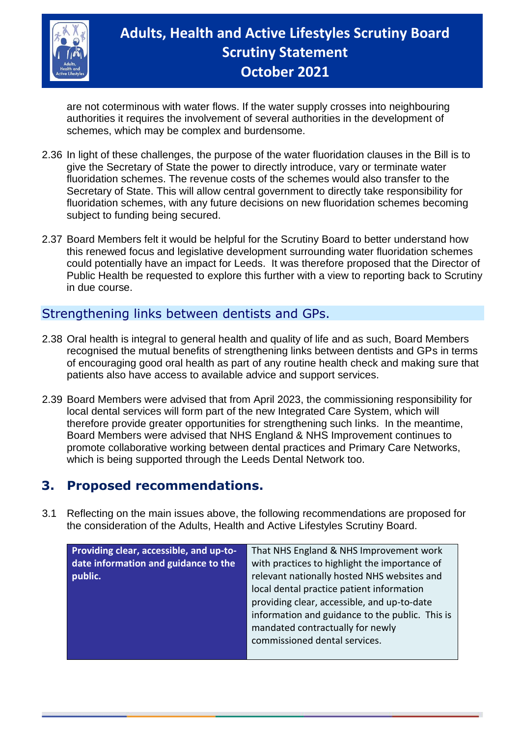are not coterminous with water flows. If the water supply crosses into neighbouring authorities it requires the involvement of several authorities in the development of schemes, which may be complex and burdensome.

2.36 In light of these challenges, the purpose of the water fluoridation clauses in the Bill is to give the Secretary of State the power to directly introduce, vary or terminate water fluoridation schemes. The revenue costs of the schemes would also transfer to the Secretary of State. This will allow central government to directly take responsibility for fluoridation schemes, with any future decisions on new fluoridation schemes becoming subject to funding being secured.

2.37 Board Members felt it would be helpful for the Scrutiny Board to better understand how this renewed focus and legislative development surrounding water fluoridation schemes could potentially have an impact for Leeds. It was therefore proposed that the Director of Public Health be requested to explore this further with a view to reporting back to Scrutiny in due course.

## Strengthening links between dentists and GPs.

2.38 Oral health is integral to general health and quality of life and as such, Board Members recognised the mutual benefits of strengthening links between dentists and GPs in terms of encouraging good oral health as part of any routine health check and making sure that patients also have access to available advice and support services.

2.39 Board Members were advised that from April 2023, the commissioning responsibility for local dental services will form part of the new Integrated Care System, which will therefore provide greater opportunities for strengthening such links. In the meantime, Board Members were advised that NHS England & NHS Improvement continues to promote collaborative working between dental practices and Primary Care Networks, which is being supported through the Leeds Dental Network too.

## 3. Proposed recommendations.

3.1 Reflecting on the main issues above, the following recommendations are proposed for the consideration of the Adults, Health and Active Lifestyles Scrutiny Board.

| **Providing clear, accessible, and up-to-date information and guidance to the public.** | That NHS England & NHS Improvement work with practices to highlight the importance of relevant nationally hosted NHS websites and local dental practice patient information providing clear, accessible, and up-to-date information and guidance to the public. This is mandated contractually for newly commissioned dental services. |
|---|---|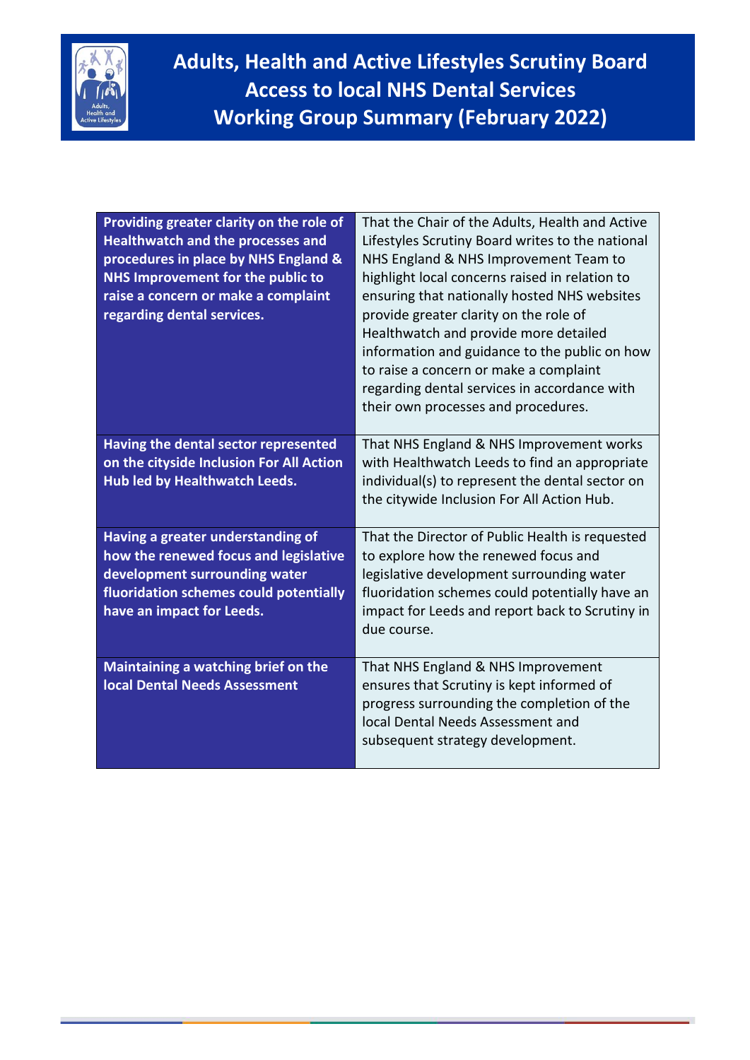# Adults, Health and Active Lifestyles Scrutiny Board
# Access to local NHS Dental Services
# Working Group Summary (February 2022)

| | |
|---|---|
| **Providing greater clarity on the role of Healthwatch and the processes and procedures in place by NHS England & NHS Improvement for the public to raise a concern or make a complaint regarding dental services.** | That the Chair of the Adults, Health and Active Lifestyles Scrutiny Board writes to the national NHS England & NHS Improvement Team to highlight local concerns raised in relation to ensuring that nationally hosted NHS websites provide greater clarity on the role of Healthwatch and provide more detailed information and guidance to the public on how to raise a concern or make a complaint regarding dental services in accordance with their own processes and procedures. |
| **Having the dental sector represented on the cityside Inclusion For All Action Hub led by Healthwatch Leeds.** | That NHS England & NHS Improvement works with Healthwatch Leeds to find an appropriate individual(s) to represent the dental sector on the citywide Inclusion For All Action Hub. |
| **Having a greater understanding of how the renewed focus and legislative development surrounding water fluoridation schemes could potentially have an impact for Leeds.** | That the Director of Public Health is requested to explore how the renewed focus and legislative development surrounding water fluoridation schemes could potentially have an impact for Leeds and report back to Scrutiny in due course. |
| **Maintaining a watching brief on the local Dental Needs Assessment** | That NHS England & NHS Improvement ensures that Scrutiny is kept informed of progress surrounding the completion of the local Dental Needs Assessment and subsequent strategy development. |